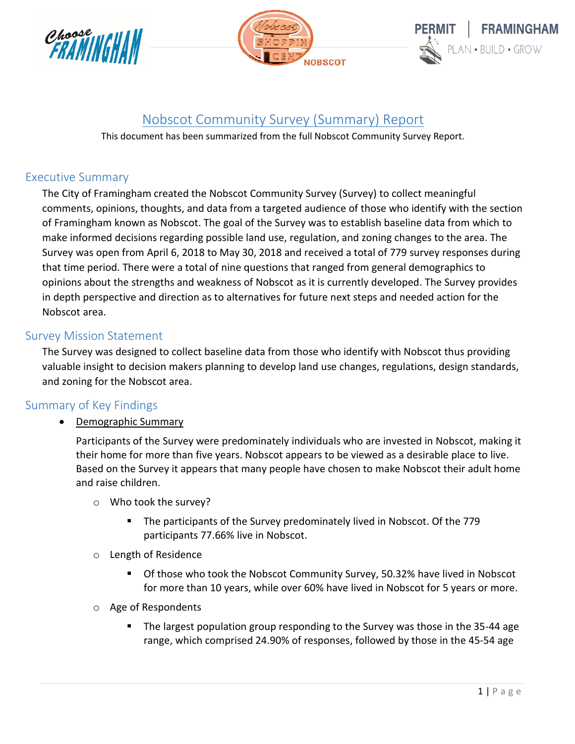# Nobscot Community Survey (Summary) Report

This document has been summarized from the full Nobscot Community Survey Report.

## Executive Summary

The City of Framingham created the Nobscot Community Survey (Survey) to collect meaningful comments, opinions, thoughts, and data from a targeted audience of those who identify with the section of Framingham known as Nobscot. The goal of the Survey was to establish baseline data from which to make informed decisions regarding possible land use, regulation, and zoning changes to the area. The Survey was open from April 6, 2018 to May 30, 2018 and received a total of 779 survey responses during that time period. There were a total of nine questions that ranged from general demographics to opinions about the strengths and weakness of Nobscot as it is currently developed. The Survey provides in depth perspective and direction as to alternatives for future next steps and needed action for the Nobscot area.

## Survey Mission Statement

The Survey was designed to collect baseline data from those who identify with Nobscot thus providing valuable insight to decision makers planning to develop land use changes, regulations, design standards, and zoning for the Nobscot area.

## Summary of Key Findings

- Demographic Summary

  Participants of the Survey were predominately individuals who are invested in Nobscot, making it their home for more than five years. Nobscot appears to be viewed as a desirable place to live. Based on the Survey it appears that many people have chosen to make Nobscot their adult home and raise children.

  - Who took the survey?
    - The participants of the Survey predominately lived in Nobscot. Of the 779 participants 77.66% live in Nobscot.
  - Length of Residence
    - Of those who took the Nobscot Community Survey, 50.32% have lived in Nobscot for more than 10 years, while over 60% have lived in Nobscot for 5 years or more.
  - Age of Respondents
    - The largest population group responding to the Survey was those in the 35-44 age range, which comprised 24.90% of responses, followed by those in the 45-54 age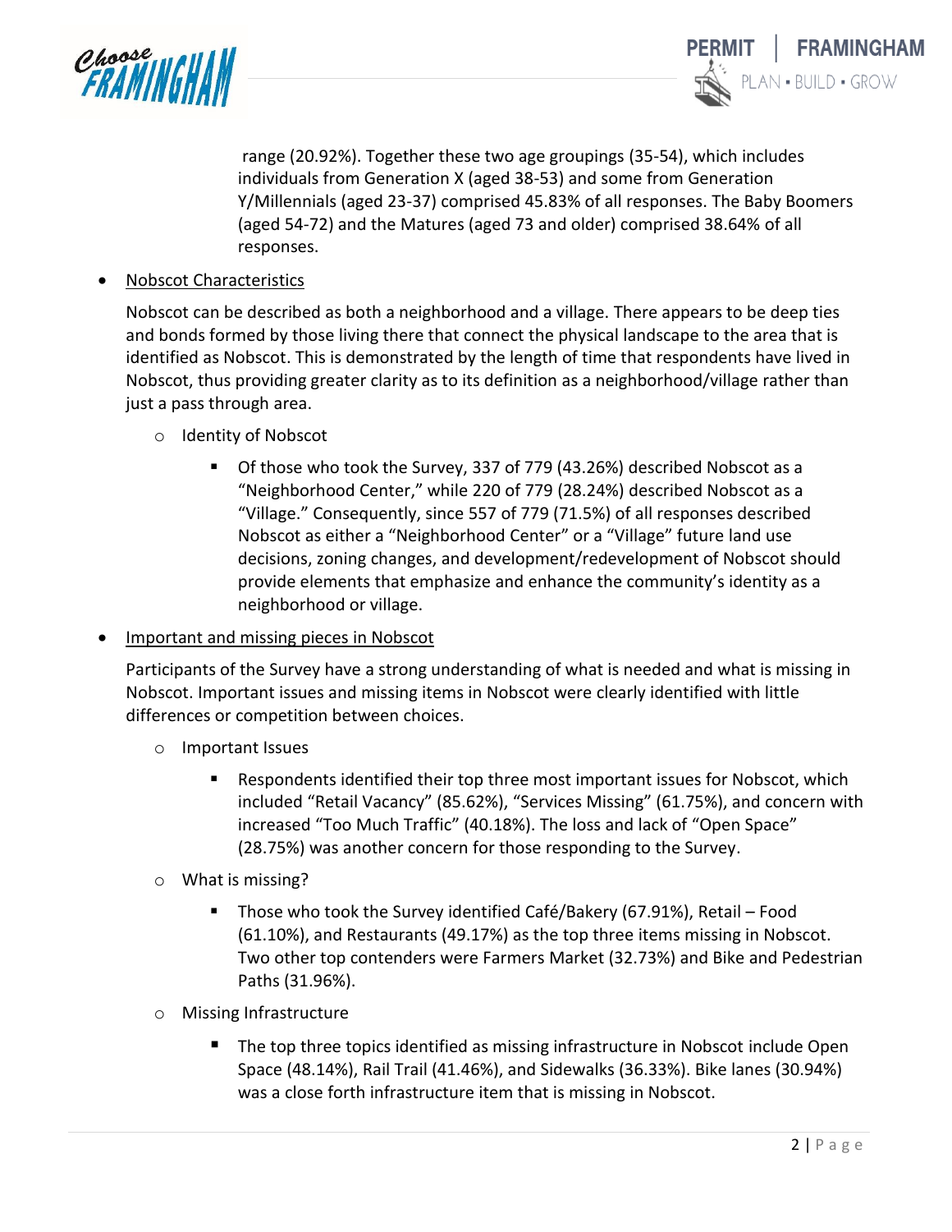range (20.92%). Together these two age groupings (35-54), which includes individuals from Generation X (aged 38-53) and some from Generation Y/Millennials (aged 23-37) comprised 45.83% of all responses. The Baby Boomers (aged 54-72) and the Matures (aged 73 and older) comprised 38.64% of all responses.

- <u>Nobscot Characteristics</u>

  Nobscot can be described as both a neighborhood and a village. There appears to be deep ties and bonds formed by those living there that connect the physical landscape to the area that is identified as Nobscot. This is demonstrated by the length of time that respondents have lived in Nobscot, thus providing greater clarity as to its definition as a neighborhood/village rather than just a pass through area.

  - Identity of Nobscot
    - Of those who took the Survey, 337 of 779 (43.26%) described Nobscot as a "Neighborhood Center," while 220 of 779 (28.24%) described Nobscot as a "Village." Consequently, since 557 of 779 (71.5%) of all responses described Nobscot as either a "Neighborhood Center" or a "Village" future land use decisions, zoning changes, and development/redevelopment of Nobscot should provide elements that emphasize and enhance the community's identity as a neighborhood or village.

- <u>Important and missing pieces in Nobscot</u>

  Participants of the Survey have a strong understanding of what is needed and what is missing in Nobscot. Important issues and missing items in Nobscot were clearly identified with little differences or competition between choices.

  - Important Issues
    - Respondents identified their top three most important issues for Nobscot, which included "Retail Vacancy" (85.62%), "Services Missing" (61.75%), and concern with increased "Too Much Traffic" (40.18%). The loss and lack of "Open Space" (28.75%) was another concern for those responding to the Survey.
  - What is missing?
    - Those who took the Survey identified Café/Bakery (67.91%), Retail – Food (61.10%), and Restaurants (49.17%) as the top three items missing in Nobscot. Two other top contenders were Farmers Market (32.73%) and Bike and Pedestrian Paths (31.96%).
  - Missing Infrastructure
    - The top three topics identified as missing infrastructure in Nobscot include Open Space (48.14%), Rail Trail (41.46%), and Sidewalks (36.33%). Bike lanes (30.94%) was a close forth infrastructure item that is missing in Nobscot.